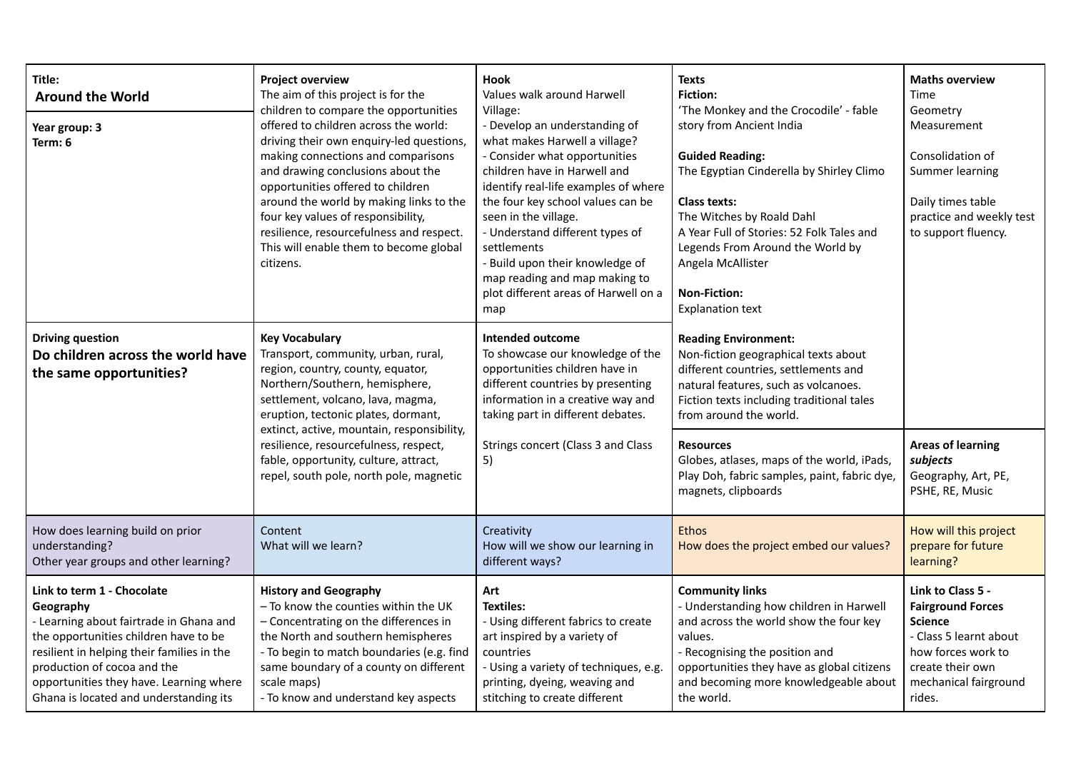| Title: **Around the World**<br><br>**Year group: 3**<br>**Term: 6** | **Project overview**<br>The aim of this project is for the children to compare the opportunities offered to children across the world: driving their own enquiry-led questions, making connections and comparisons and drawing conclusions about the opportunities offered to children around the world by making links to the four key values of responsibility, resilience, resourcefulness and respect. This will enable them to become global citizens. | **Hook**<br>Values walk around Harwell Village:<br>- Develop an understanding of what makes Harwell a village?<br>- Consider what opportunities children have in Harwell and identify real-life examples of where the four key school values can be seen in the village.<br>- Understand different types of settlements<br>- Build upon their knowledge of map reading and map making to plot different areas of Harwell on a map | **Texts**<br>**Fiction:**<br>'The Monkey and the Crocodile' - fable story from Ancient India<br><br>**Guided Reading:**<br>The Egyptian Cinderella by Shirley Climo<br><br>**Class texts:**<br>The Witches by Roald Dahl<br>A Year Full of Stories: 52 Folk Tales and Legends From Around the World by Angela McAllister<br><br>**Non-Fiction:**<br>Explanation text<br><br>**Reading Environment:**<br>Non-fiction geographical texts about different countries, settlements and natural features, such as volcanoes. Fiction texts including traditional tales from around the world. | **Maths overview**<br>Time<br>Geometry<br>Measurement<br><br>Consolidation of Summer learning<br><br>Daily times table practice and weekly test to support fluency. |
|---|---|---|---|---|
| **Driving question**<br>**Do children across the world have the same opportunities?** | **Key Vocabulary**<br>Transport, community, urban, rural, region, country, county, equator, Northern/Southern, hemisphere, settlement, volcano, lava, magma, eruption, tectonic plates, dormant, extinct, active, mountain, responsibility, resilience, resourcefulness, respect, fable, opportunity, culture, attract, repel, south pole, north pole, magnetic | **Intended outcome**<br>To showcase our knowledge of the opportunities children have in different countries by presenting information in a creative way and taking part in different debates.<br><br>Strings concert (Class 3 and Class 5) | **Resources**<br>Globes, atlases, maps of the world, iPads, Play Doh, fabric samples, paint, fabric dye, magnets, clipboards | **Areas of learning**<br>***subjects***<br>Geography, Art, PE, PSHE, RE, Music |
| How does learning build on prior understanding?<br>Other year groups and other learning? | Content<br>What will we learn? | Creativity<br>How will we show our learning in different ways? | Ethos<br>How does the project embed our values? | How will this project prepare for future learning? |
| **Link to term 1 - Chocolate Geography**<br>- Learning about fairtrade in Ghana and the opportunities children have to be resilient in helping their families in the production of cocoa and the opportunities they have. Learning where Ghana is located and understanding its | **History and Geography**<br>– To know the counties within the UK<br>– Concentrating on the differences in the North and southern hemispheres<br>- To begin to match boundaries (e.g. find same boundary of a county on different scale maps)<br>- To know and understand key aspects | **Art**<br>**Textiles:**<br>- Using different fabrics to create art inspired by a variety of countries<br>- Using a variety of techniques, e.g. printing, dyeing, weaving and stitching to create different | **Community links**<br>- Understanding how children in Harwell and across the world show the four key values.<br>- Recognising the position and opportunities they have as global citizens and becoming more knowledgeable about the world. | **Link to Class 5 - Fairground Forces Science**<br>- Class 5 learnt about how forces work to create their own mechanical fairground rides. |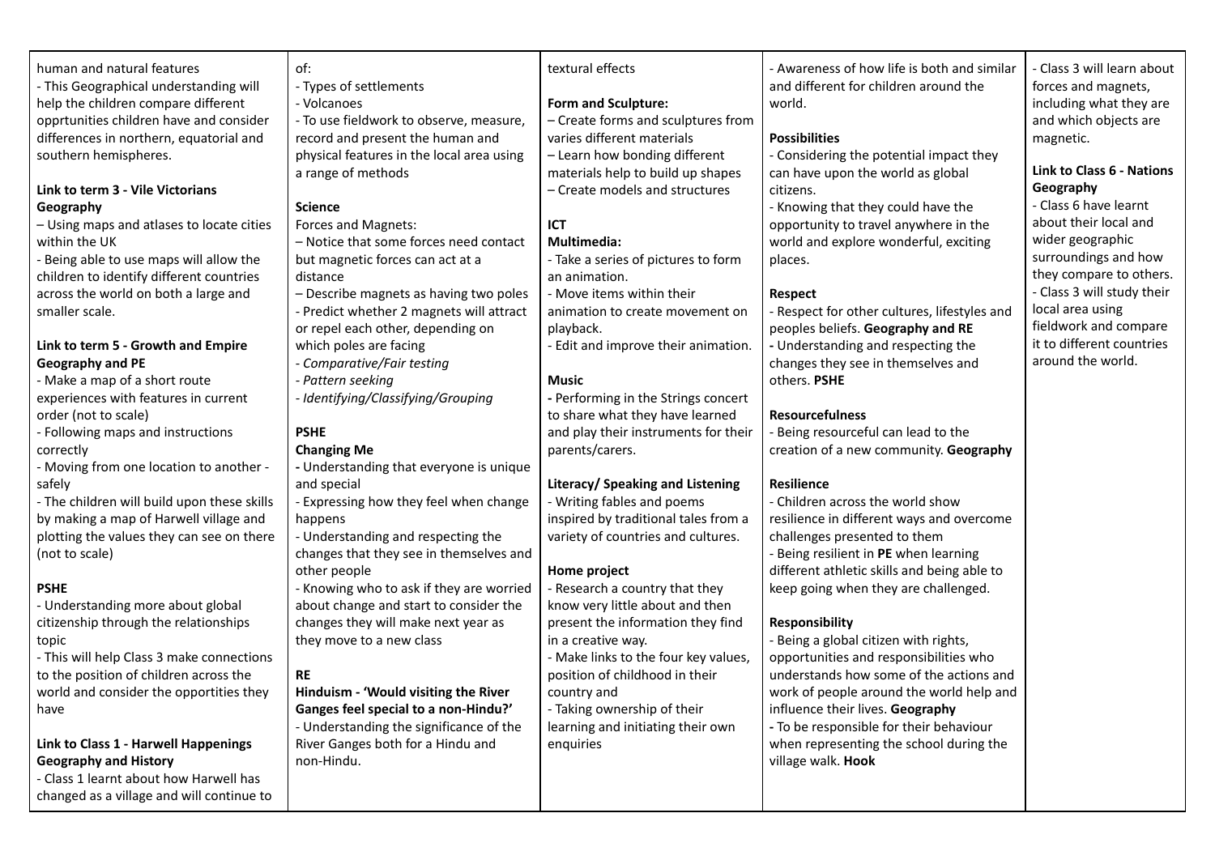| | | | | |
|---|---|---|---|---|
| human and natural features<br>- This Geographical understanding will help the children compare different opprtunities children have and consider differences in northern, equatorial and southern hemispheres.<br><br>**Link to term 3 - Vile Victorians Geography**<br>– Using maps and atlases to locate cities within the UK<br>- Being able to use maps will allow the children to identify different countries across the world on both a large and smaller scale.<br><br>**Link to term 5 - Growth and Empire Geography and PE**<br>- Make a map of a short route experiences with features in current order (not to scale)<br>- Following maps and instructions correctly<br>- Moving from one location to another - safely<br>- The children will build upon these skills by making a map of Harwell village and plotting the values they can see on there (not to scale)<br><br>**PSHE**<br>- Understanding more about global citizenship through the relationships topic<br>- This will help Class 3 make connections to the position of children across the world and consider the opportities they have<br><br>**Link to Class 1 - Harwell Happenings Geography and History**<br>- Class 1 learnt about how Harwell has changed as a village and will continue to | of:<br>- Types of settlements<br>- Volcanoes<br>- To use fieldwork to observe, measure, record and present the human and physical features in the local area using a range of methods<br><br>**Science**<br>Forces and Magnets:<br>– Notice that some forces need contact but magnetic forces can act at a distance<br>– Describe magnets as having two poles<br>- Predict whether 2 magnets will attract or repel each other, depending on which poles are facing<br>- *Comparative/Fair testing*<br>- *Pattern seeking*<br>- *Identifying/Classifying/Grouping*<br><br>**PSHE**<br>**Changing Me**<br>- Understanding that everyone is unique and special<br>- Expressing how they feel when change happens<br>- Understanding and respecting the changes that they see in themselves and other people<br>- Knowing who to ask if they are worried about change and start to consider the changes they will make next year as they move to a new class<br><br>**RE**<br>**Hinduism - 'Would visiting the River Ganges feel special to a non-Hindu?'**<br>- Understanding the significance of the River Ganges both for a Hindu and non-Hindu. | textural effects<br><br>**Form and Sculpture:**<br>– Create forms and sculptures from varies different materials<br>– Learn how bonding different materials help to build up shapes<br>– Create models and structures<br><br>**ICT**<br>**Multimedia:**<br>- Take a series of pictures to form an animation.<br>- Move items within their animation to create movement on playback.<br>- Edit and improve their animation.<br><br>**Music**<br>- Performing in the Strings concert to share what they have learned and play their instruments for their parents/carers.<br><br>**Literacy/ Speaking and Listening**<br>- Writing fables and poems inspired by traditional tales from a variety of countries and cultures.<br><br>**Home project**<br>- Research a country that they know very little about and then present the information they find in a creative way.<br>- Make links to the four key values, position of childhood in their country and<br>- Taking ownership of their learning and initiating their own enquiries | - Awareness of how life is both and similar and different for children around the world.<br><br>**Possibilities**<br>- Considering the potential impact they can have upon the world as global citizens.<br>- Knowing that they could have the opportunity to travel anywhere in the world and explore wonderful, exciting places.<br><br>**Respect**<br>- Respect for other cultures, lifestyles and peoples beliefs. **Geography and RE**<br>- Understanding and respecting the changes they see in themselves and others. **PSHE**<br><br>**Resourcefulness**<br>- Being resourceful can lead to the creation of a new community. **Geography**<br><br>**Resilience**<br>- Children across the world show resilience in different ways and overcome challenges presented to them<br>- Being resilient in **PE** when learning different athletic skills and being able to keep going when they are challenged.<br><br>**Responsibility**<br>- Being a global citizen with rights, opportunities and responsibilities who understands how some of the actions and work of people around the world help and influence their lives. **Geography**<br>- To be responsible for their behaviour when representing the school during the village walk. **Hook** | - Class 3 will learn about forces and magnets, including what they are and which objects are magnetic.<br><br>**Link to Class 6 - Nations Geography**<br>- Class 6 have learnt about their local and wider geographic surroundings and how they compare to others.<br>- Class 3 will study their local area using fieldwork and compare it to different countries around the world. |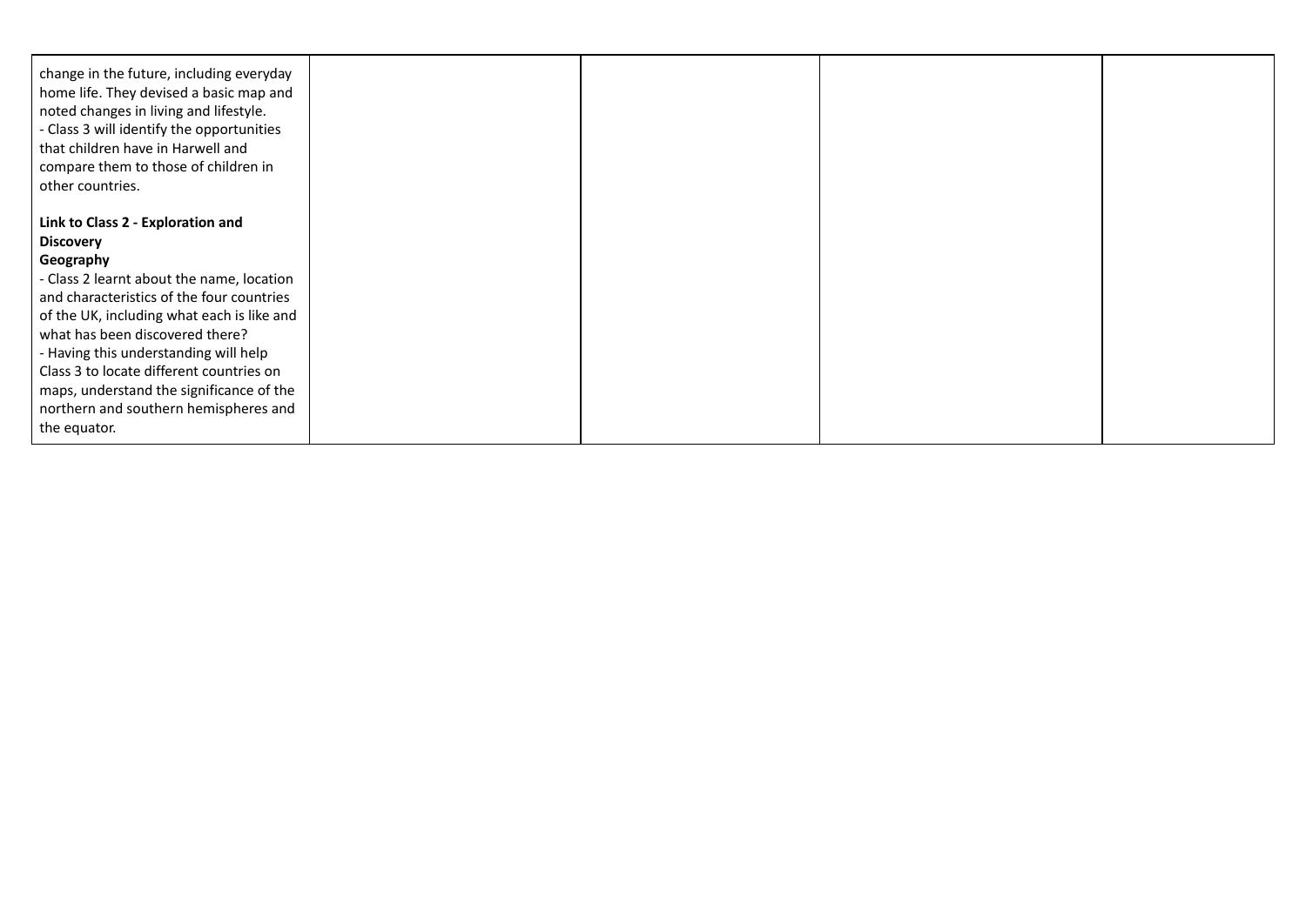| | | | | |
|---|---|---|---|---|
| change in the future, including everyday home life. They devised a basic map and noted changes in living and lifestyle.<br>- Class 3 will identify the opportunities that children have in Harwell and compare them to those of children in other countries.<br><br>**Link to Class 2 - Exploration and Discovery**<br>**Geography**<br>- Class 2 learnt about the name, location and characteristics of the four countries of the UK, including what each is like and what has been discovered there?<br>- Having this understanding will help Class 3 to locate different countries on maps, understand the significance of the northern and southern hemispheres and the equator. | | | | |